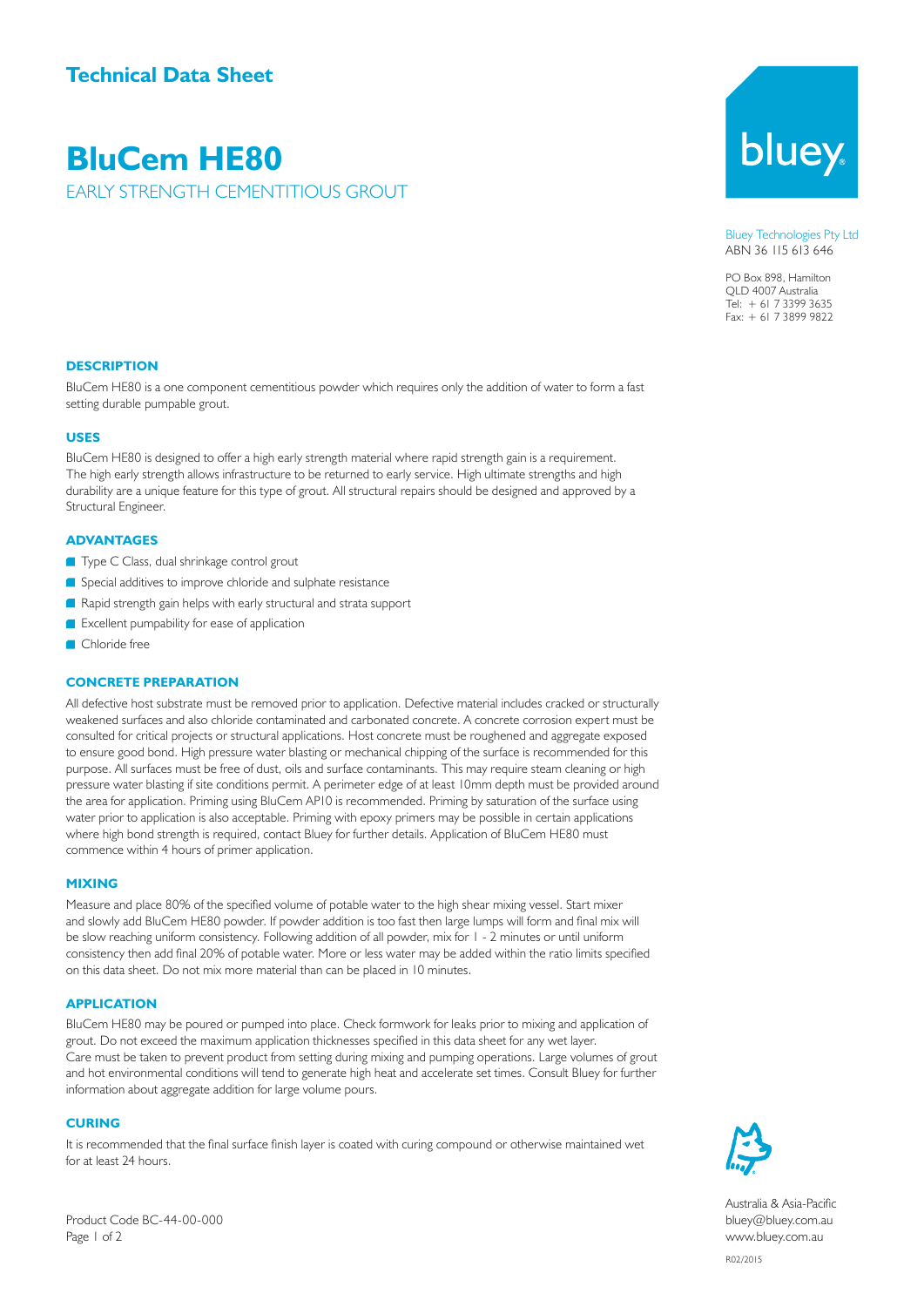## Technical Data Sheet

# BluCem HE80

EARLY STRENGTH CEMENTITIOUS GROUT

Bluey Technologies Pty Ltd
ABN 36 115 613 646

PO Box 898, Hamilton
QLD 4007 Australia
Tel: + 61 7 3399 3635
Fax: + 61 7 3899 9822

### DESCRIPTION

BluCem HE80 is a one component cementitious powder which requires only the addition of water to form a fast setting durable pumpable grout.

### USES

BluCem HE80 is designed to offer a high early strength material where rapid strength gain is a requirement. The high early strength allows infrastructure to be returned to early service. High ultimate strengths and high durability are a unique feature for this type of grout. All structural repairs should be designed and approved by a Structural Engineer.

### ADVANTAGES

- Type C Class, dual shrinkage control grout
- Special additives to improve chloride and sulphate resistance
- Rapid strength gain helps with early structural and strata support
- Excellent pumpability for ease of application
- Chloride free

### CONCRETE PREPARATION

All defective host substrate must be removed prior to application. Defective material includes cracked or structurally weakened surfaces and also chloride contaminated and carbonated concrete. A concrete corrosion expert must be consulted for critical projects or structural applications. Host concrete must be roughened and aggregate exposed to ensure good bond. High pressure water blasting or mechanical chipping of the surface is recommended for this purpose. All surfaces must be free of dust, oils and surface contaminants. This may require steam cleaning or high pressure water blasting if site conditions permit. A perimeter edge of at least 10mm depth must be provided around the area for application. Priming using BluCem AP10 is recommended. Priming by saturation of the surface using water prior to application is also acceptable. Priming with epoxy primers may be possible in certain applications where high bond strength is required, contact Bluey for further details. Application of BluCem HE80 must commence within 4 hours of primer application.

### MIXING

Measure and place 80% of the specified volume of potable water to the high shear mixing vessel. Start mixer and slowly add BluCem HE80 powder. If powder addition is too fast then large lumps will form and final mix will be slow reaching uniform consistency. Following addition of all powder, mix for 1 - 2 minutes or until uniform consistency then add final 20% of potable water. More or less water may be added within the ratio limits specified on this data sheet. Do not mix more material than can be placed in 10 minutes.

### APPLICATION

BluCem HE80 may be poured or pumped into place. Check formwork for leaks prior to mixing and application of grout. Do not exceed the maximum application thicknesses specified in this data sheet for any wet layer. Care must be taken to prevent product from setting during mixing and pumping operations. Large volumes of grout and hot environmental conditions will tend to generate high heat and accelerate set times. Consult Bluey for further information about aggregate addition for large volume pours.

### CURING

It is recommended that the final surface finish layer is coated with curing compound or otherwise maintained wet for at least 24 hours.

Product Code BC-44-00-000

Australia & Asia-Pacific
bluey@bluey.com.au
www.bluey.com.au

R02/2015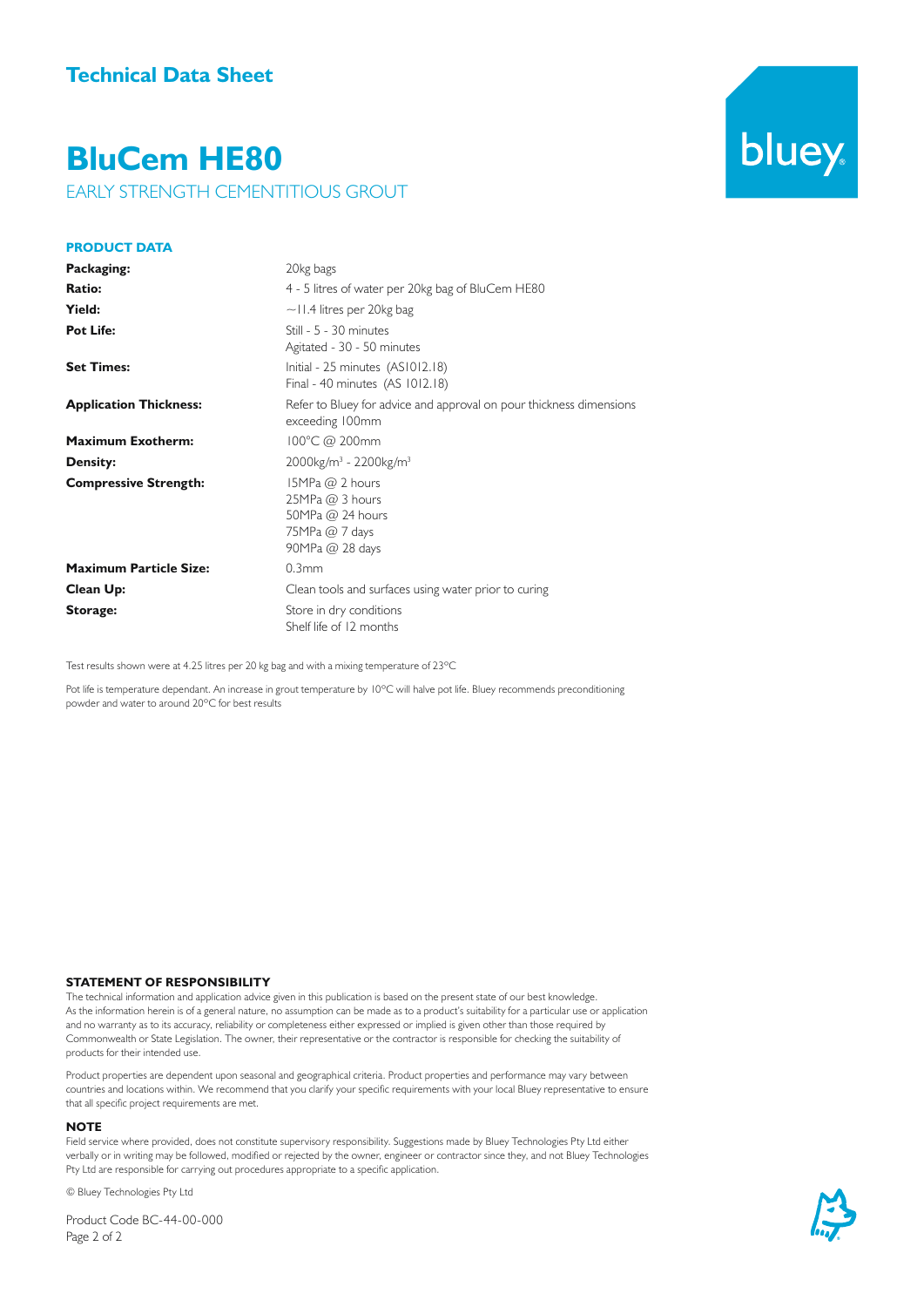## Technical Data Sheet

# BluCem HE80

EARLY STRENGTH CEMENTITIOUS GROUT

bluey

### PRODUCT DATA

| | |
|---|---|
| **Packaging:** | 20kg bags |
| **Ratio:** | 4 - 5 litres of water per 20kg bag of BluCem HE80 |
| **Yield:** | ~11.4 litres per 20kg bag |
| **Pot Life:** | Still - 5 - 30 minutes<br>Agitated - 30 - 50 minutes |
| **Set Times:** | Initial - 25 minutes (AS1012.18)<br>Final - 40 minutes (AS 1012.18) |
| **Application Thickness:** | Refer to Bluey for advice and approval on pour thickness dimensions exceeding 100mm |
| **Maximum Exotherm:** | 100°C @ 200mm |
| **Density:** | 2000kg/m$^3$ - 2200kg/m$^3$ |
| **Compressive Strength:** | 15MPa @ 2 hours<br>25MPa @ 3 hours<br>50MPa @ 24 hours<br>75MPa @ 7 days<br>90MPa @ 28 days |
| **Maximum Particle Size:** | 0.3mm |
| **Clean Up:** | Clean tools and surfaces using water prior to curing |
| **Storage:** | Store in dry conditions<br>Shelf life of 12 months |

Test results shown were at 4.25 litres per 20 kg bag and with a mixing temperature of 23°C

Pot life is temperature dependant. An increase in grout temperature by 10°C will halve pot life. Bluey recommends preconditioning powder and water to around 20°C for best results

### STATEMENT OF RESPONSIBILITY

The technical information and application advice given in this publication is based on the present state of our best knowledge. As the information herein is of a general nature, no assumption can be made as to a product's suitability for a particular use or application and no warranty as to its accuracy, reliability or completeness either expressed or implied is given other than those required by Commonwealth or State Legislation. The owner, their representative or the contractor is responsible for checking the suitability of products for their intended use.

Product properties are dependent upon seasonal and geographical criteria. Product properties and performance may vary between countries and locations within. We recommend that you clarify your specific requirements with your local Bluey representative to ensure that all specific project requirements are met.

### NOTE

Field service where provided, does not constitute supervisory responsibility. Suggestions made by Bluey Technologies Pty Ltd either verbally or in writing may be followed, modified or rejected by the owner, engineer or contractor since they, and not Bluey Technologies Pty Ltd are responsible for carrying out procedures appropriate to a specific application.

© Bluey Technologies Pty Ltd

Product Code BC-44-00-000